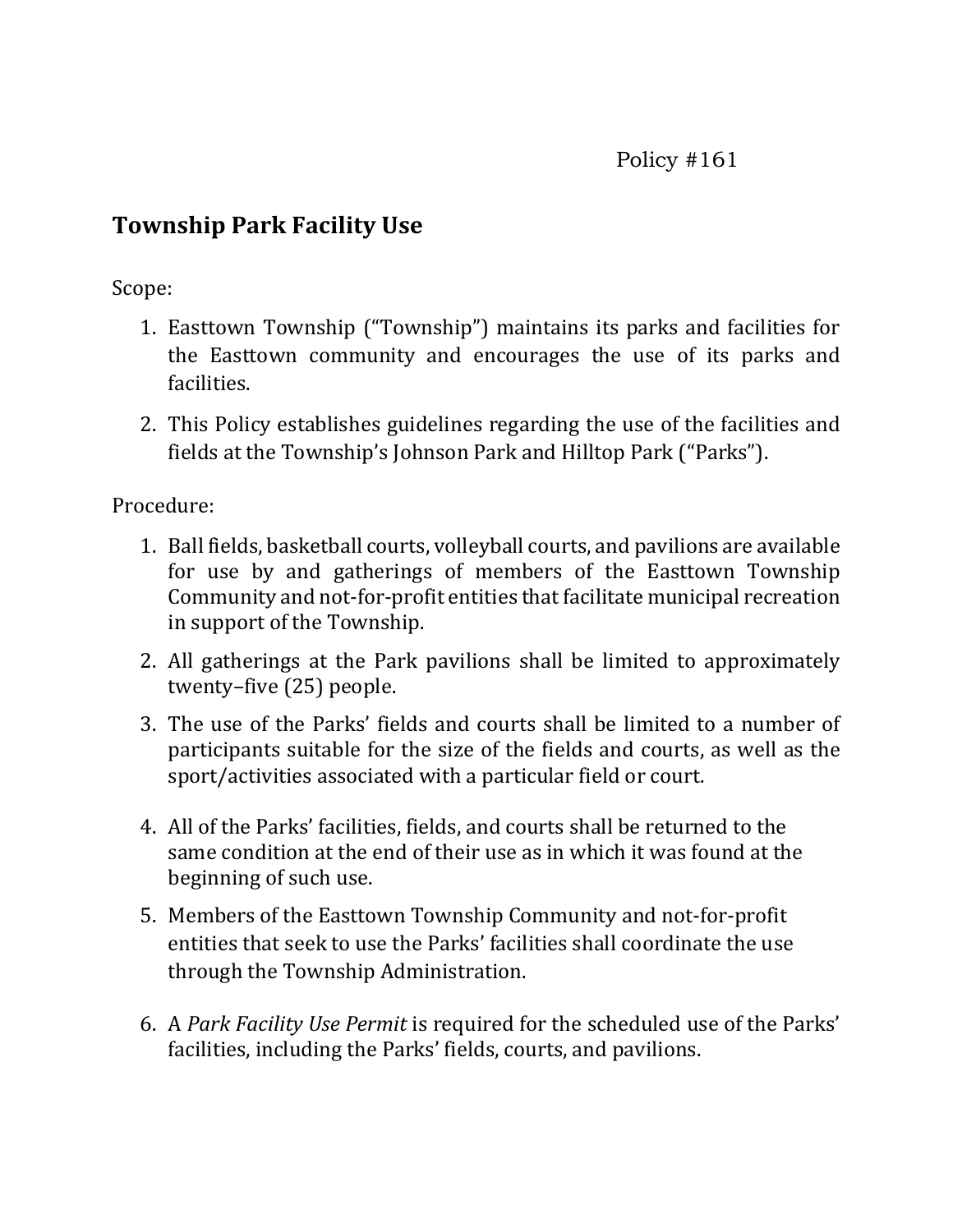Policy #161

## Township Park Facility Use

Scope:

1. Easttown Township ("Township") maintains its parks and facilities for the Easttown community and encourages the use of its parks and facilities.
2. This Policy establishes guidelines regarding the use of the facilities and fields at the Township's Johnson Park and Hilltop Park ("Parks").

Procedure:

1. Ball fields, basketball courts, volleyball courts, and pavilions are available for use by and gatherings of members of the Easttown Township Community and not-for-profit entities that facilitate municipal recreation in support of the Township.
2. All gatherings at the Park pavilions shall be limited to approximately twenty–five (25) people.
3. The use of the Parks' fields and courts shall be limited to a number of participants suitable for the size of the fields and courts, as well as the sport/activities associated with a particular field or court.
4. All of the Parks' facilities, fields, and courts shall be returned to the same condition at the end of their use as in which it was found at the beginning of such use.
5. Members of the Easttown Township Community and not-for-profit entities that seek to use the Parks' facilities shall coordinate the use through the Township Administration.
6. A *Park Facility Use Permit* is required for the scheduled use of the Parks' facilities, including the Parks' fields, courts, and pavilions.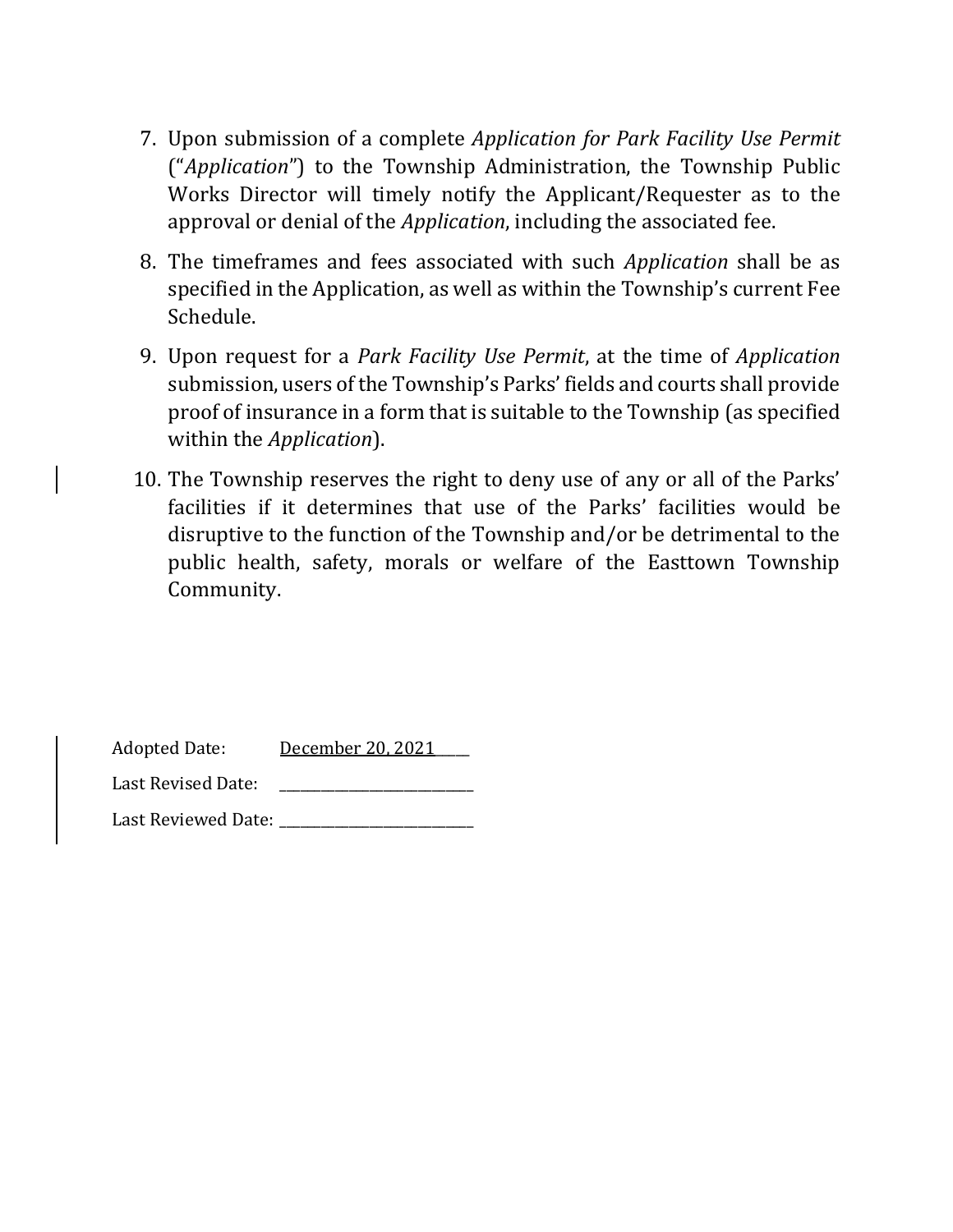7. Upon submission of a complete *Application for Park Facility Use Permit* ("*Application*") to the Township Administration, the Township Public Works Director will timely notify the Applicant/Requester as to the approval or denial of the *Application*, including the associated fee.
8. The timeframes and fees associated with such *Application* shall be as specified in the Application, as well as within the Township's current Fee Schedule.
9. Upon request for a *Park Facility Use Permit*, at the time of *Application* submission, users of the Township's Parks' fields and courts shall provide proof of insurance in a form that is suitable to the Township (as specified within the *Application*).
10. The Township reserves the right to deny use of any or all of the Parks' facilities if it determines that use of the Parks' facilities would be disruptive to the function of the Township and/or be detrimental to the public health, safety, morals or welfare of the Easttown Township Community.

Adopted Date: December 20, 2021

Last Revised Date: ____________________

Last Reviewed Date: ____________________